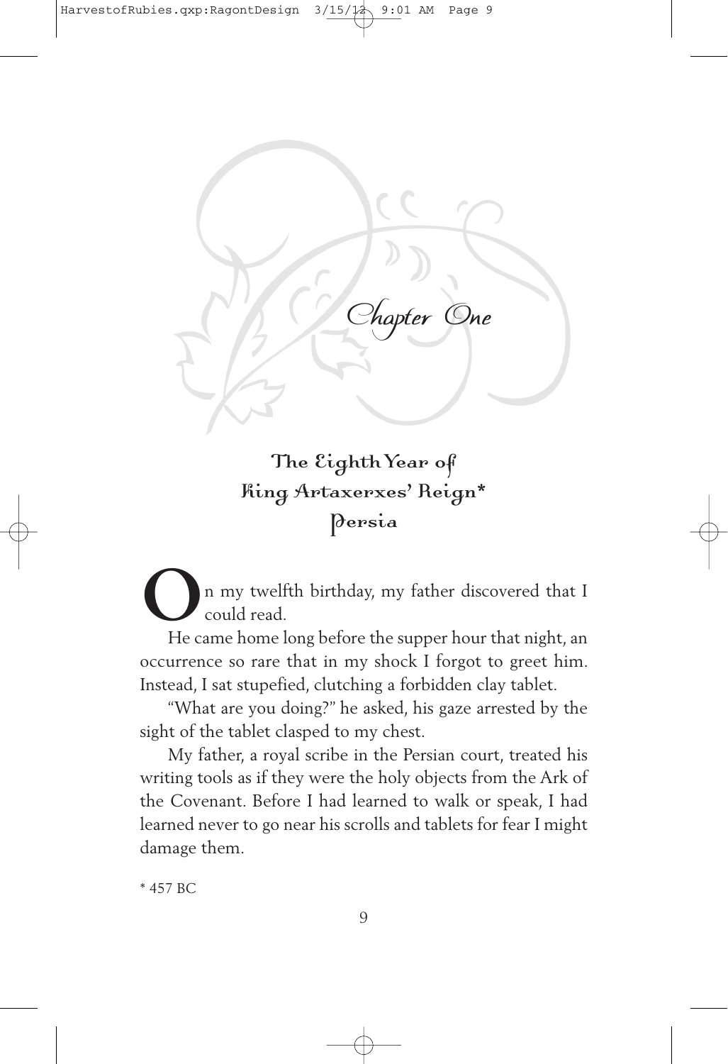# Chapter One

## The Eighth Year of King Artaxerxes' Reign*
## Persia

On my twelfth birthday, my father discovered that I could read.

He came home long before the supper hour that night, an occurrence so rare that in my shock I forgot to greet him. Instead, I sat stupefied, clutching a forbidden clay tablet.

"What are you doing?" he asked, his gaze arrested by the sight of the tablet clasped to my chest.

My father, a royal scribe in the Persian court, treated his writing tools as if they were the holy objects from the Ark of the Covenant. Before I had learned to walk or speak, I had learned never to go near his scrolls and tablets for fear I might damage them.

\* 457 BC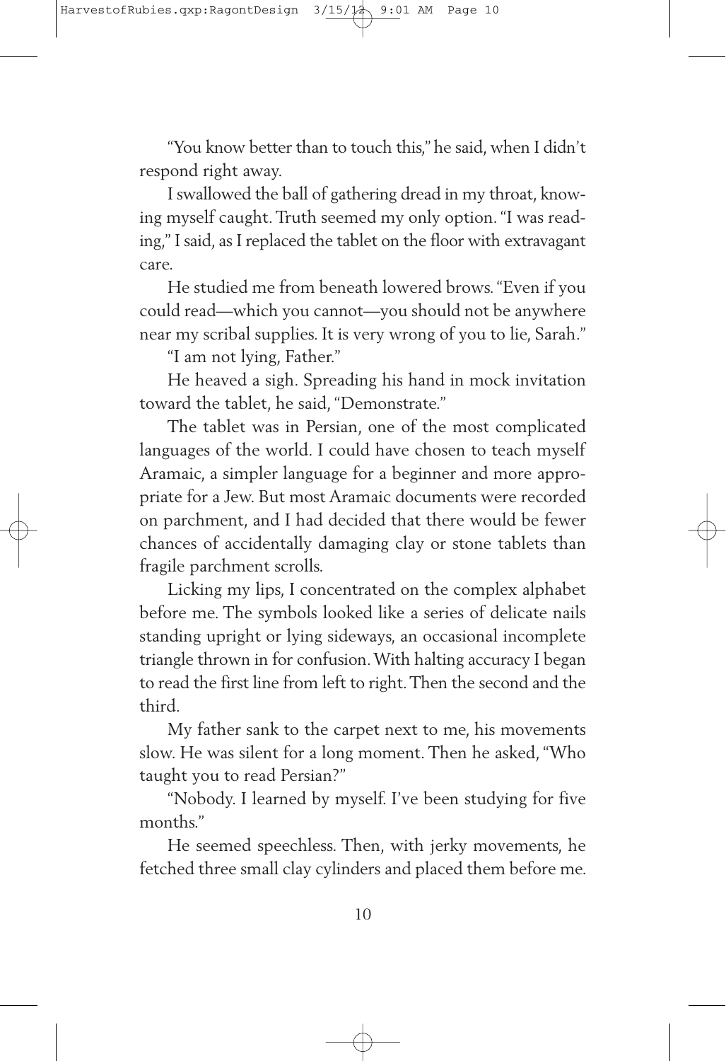"You know better than to touch this," he said, when I didn't respond right away.

I swallowed the ball of gathering dread in my throat, knowing myself caught. Truth seemed my only option. "I was reading," I said, as I replaced the tablet on the floor with extravagant care.

He studied me from beneath lowered brows. "Even if you could read—which you cannot—you should not be anywhere near my scribal supplies. It is very wrong of you to lie, Sarah."

"I am not lying, Father."

He heaved a sigh. Spreading his hand in mock invitation toward the tablet, he said, "Demonstrate."

The tablet was in Persian, one of the most complicated languages of the world. I could have chosen to teach myself Aramaic, a simpler language for a beginner and more appropriate for a Jew. But most Aramaic documents were recorded on parchment, and I had decided that there would be fewer chances of accidentally damaging clay or stone tablets than fragile parchment scrolls.

Licking my lips, I concentrated on the complex alphabet before me. The symbols looked like a series of delicate nails standing upright or lying sideways, an occasional incomplete triangle thrown in for confusion. With halting accuracy I began to read the first line from left to right. Then the second and the third.

My father sank to the carpet next to me, his movements slow. He was silent for a long moment. Then he asked, "Who taught you to read Persian?"

"Nobody. I learned by myself. I've been studying for five months."

He seemed speechless. Then, with jerky movements, he fetched three small clay cylinders and placed them before me.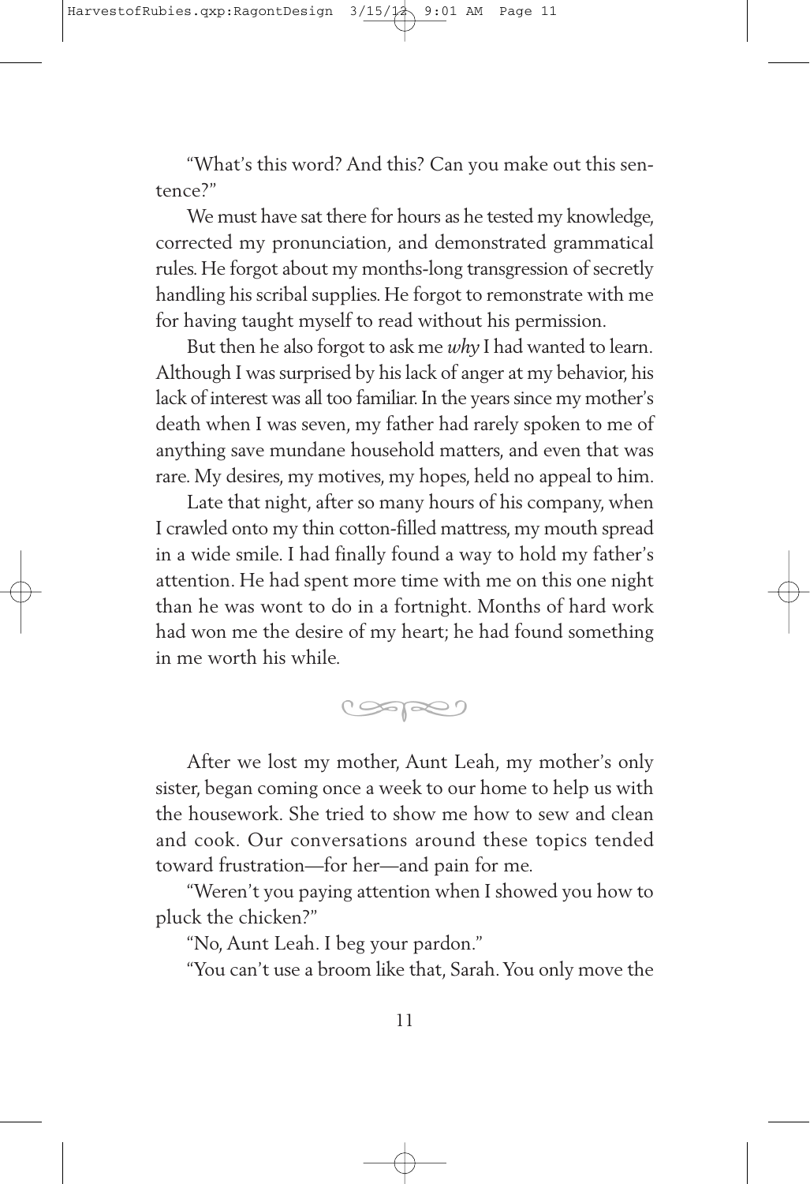"What's this word? And this? Can you make out this sentence?"

We must have sat there for hours as he tested my knowledge, corrected my pronunciation, and demonstrated grammatical rules. He forgot about my months-long transgression of secretly handling his scribal supplies. He forgot to remonstrate with me for having taught myself to read without his permission.

But then he also forgot to ask me *why* I had wanted to learn. Although I was surprised by his lack of anger at my behavior, his lack of interest was all too familiar. In the years since my mother's death when I was seven, my father had rarely spoken to me of anything save mundane household matters, and even that was rare. My desires, my motives, my hopes, held no appeal to him.

Late that night, after so many hours of his company, when I crawled onto my thin cotton-filled mattress, my mouth spread in a wide smile. I had finally found a way to hold my father's attention. He had spent more time with me on this one night than he was wont to do in a fortnight. Months of hard work had won me the desire of my heart; he had found something in me worth his while.

After we lost my mother, Aunt Leah, my mother's only sister, began coming once a week to our home to help us with the housework. She tried to show me how to sew and clean and cook. Our conversations around these topics tended toward frustration—for her—and pain for me.

"Weren't you paying attention when I showed you how to pluck the chicken?"

"No, Aunt Leah. I beg your pardon."

"You can't use a broom like that, Sarah. You only move the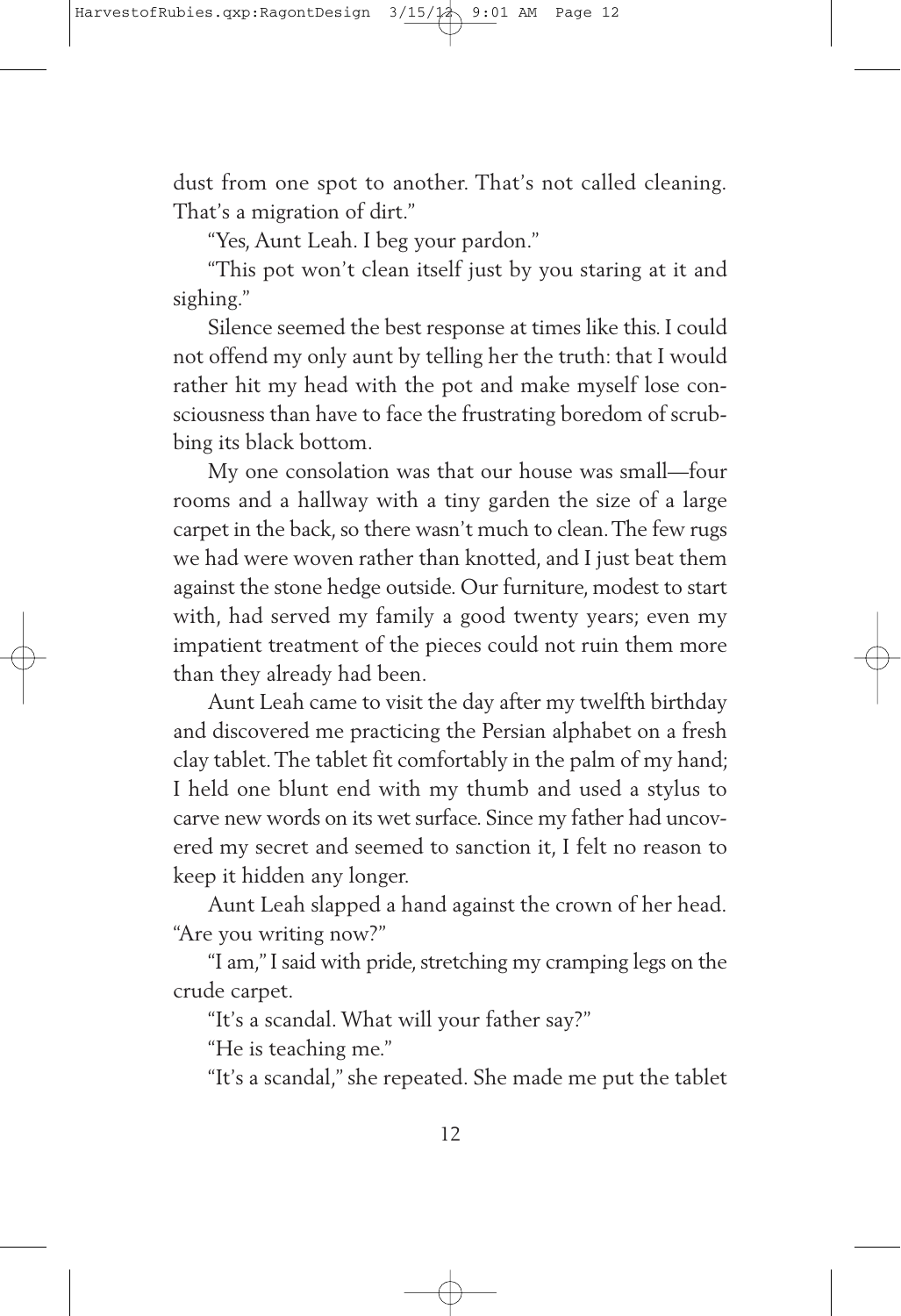dust from one spot to another. That's not called cleaning. That's a migration of dirt."

"Yes, Aunt Leah. I beg your pardon."

"This pot won't clean itself just by you staring at it and sighing."

Silence seemed the best response at times like this. I could not offend my only aunt by telling her the truth: that I would rather hit my head with the pot and make myself lose consciousness than have to face the frustrating boredom of scrubbing its black bottom.

My one consolation was that our house was small—four rooms and a hallway with a tiny garden the size of a large carpet in the back, so there wasn't much to clean. The few rugs we had were woven rather than knotted, and I just beat them against the stone hedge outside. Our furniture, modest to start with, had served my family a good twenty years; even my impatient treatment of the pieces could not ruin them more than they already had been.

Aunt Leah came to visit the day after my twelfth birthday and discovered me practicing the Persian alphabet on a fresh clay tablet. The tablet fit comfortably in the palm of my hand; I held one blunt end with my thumb and used a stylus to carve new words on its wet surface. Since my father had uncovered my secret and seemed to sanction it, I felt no reason to keep it hidden any longer.

Aunt Leah slapped a hand against the crown of her head. "Are you writing now?"

"I am," I said with pride, stretching my cramping legs on the crude carpet.

"It's a scandal. What will your father say?"

"He is teaching me."

"It's a scandal," she repeated. She made me put the tablet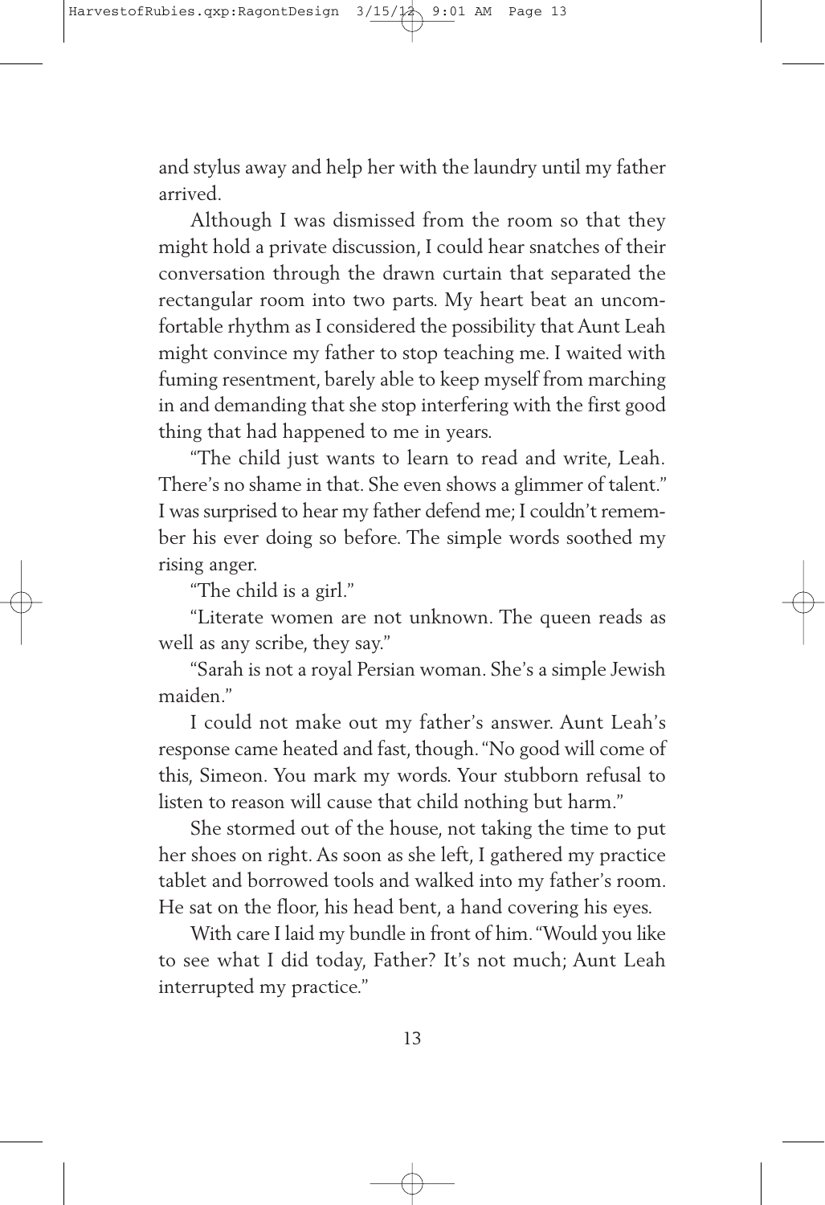and stylus away and help her with the laundry until my father arrived.

Although I was dismissed from the room so that they might hold a private discussion, I could hear snatches of their conversation through the drawn curtain that separated the rectangular room into two parts. My heart beat an uncomfortable rhythm as I considered the possibility that Aunt Leah might convince my father to stop teaching me. I waited with fuming resentment, barely able to keep myself from marching in and demanding that she stop interfering with the first good thing that had happened to me in years.

"The child just wants to learn to read and write, Leah. There's no shame in that. She even shows a glimmer of talent." I was surprised to hear my father defend me; I couldn't remember his ever doing so before. The simple words soothed my rising anger.

"The child is a girl."

"Literate women are not unknown. The queen reads as well as any scribe, they say."

"Sarah is not a royal Persian woman. She's a simple Jewish maiden."

I could not make out my father's answer. Aunt Leah's response came heated and fast, though. "No good will come of this, Simeon. You mark my words. Your stubborn refusal to listen to reason will cause that child nothing but harm."

She stormed out of the house, not taking the time to put her shoes on right. As soon as she left, I gathered my practice tablet and borrowed tools and walked into my father's room. He sat on the floor, his head bent, a hand covering his eyes.

With care I laid my bundle in front of him. "Would you like to see what I did today, Father? It's not much; Aunt Leah interrupted my practice."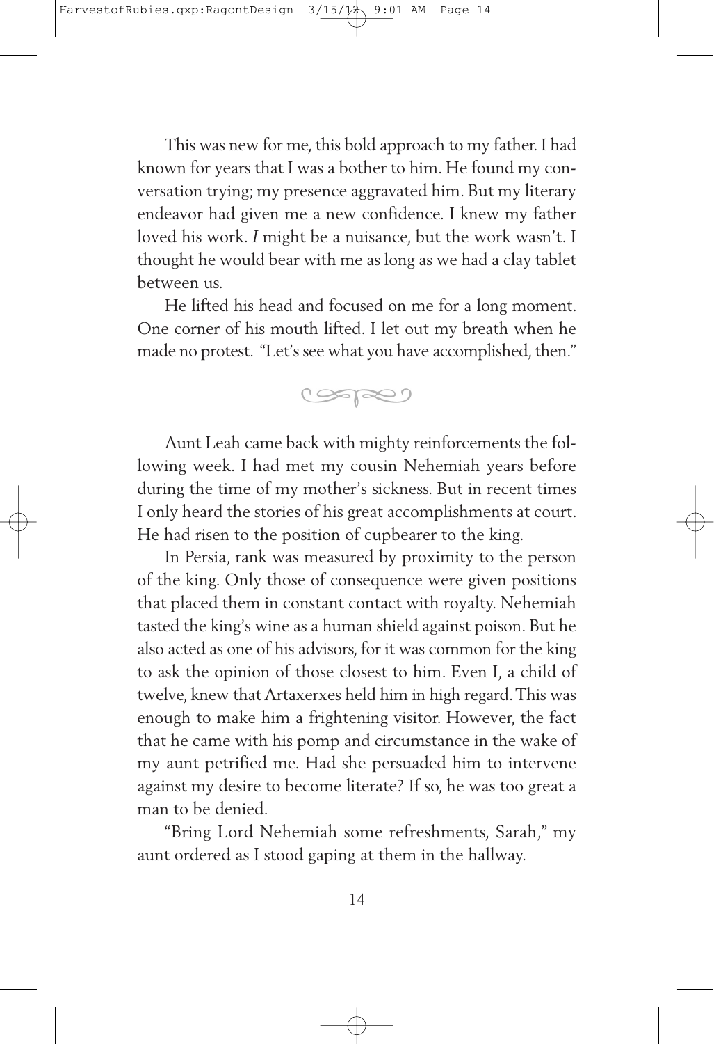This was new for me, this bold approach to my father. I had known for years that I was a bother to him. He found my conversation trying; my presence aggravated him. But my literary endeavor had given me a new confidence. I knew my father loved his work. *I* might be a nuisance, but the work wasn't. I thought he would bear with me as long as we had a clay tablet between us.

He lifted his head and focused on me for a long moment. One corner of his mouth lifted. I let out my breath when he made no protest. "Let's see what you have accomplished, then."

---

Aunt Leah came back with mighty reinforcements the following week. I had met my cousin Nehemiah years before during the time of my mother's sickness. But in recent times I only heard the stories of his great accomplishments at court. He had risen to the position of cupbearer to the king.

In Persia, rank was measured by proximity to the person of the king. Only those of consequence were given positions that placed them in constant contact with royalty. Nehemiah tasted the king's wine as a human shield against poison. But he also acted as one of his advisors, for it was common for the king to ask the opinion of those closest to him. Even I, a child of twelve, knew that Artaxerxes held him in high regard. This was enough to make him a frightening visitor. However, the fact that he came with his pomp and circumstance in the wake of my aunt petrified me. Had she persuaded him to intervene against my desire to become literate? If so, he was too great a man to be denied.

"Bring Lord Nehemiah some refreshments, Sarah," my aunt ordered as I stood gaping at them in the hallway.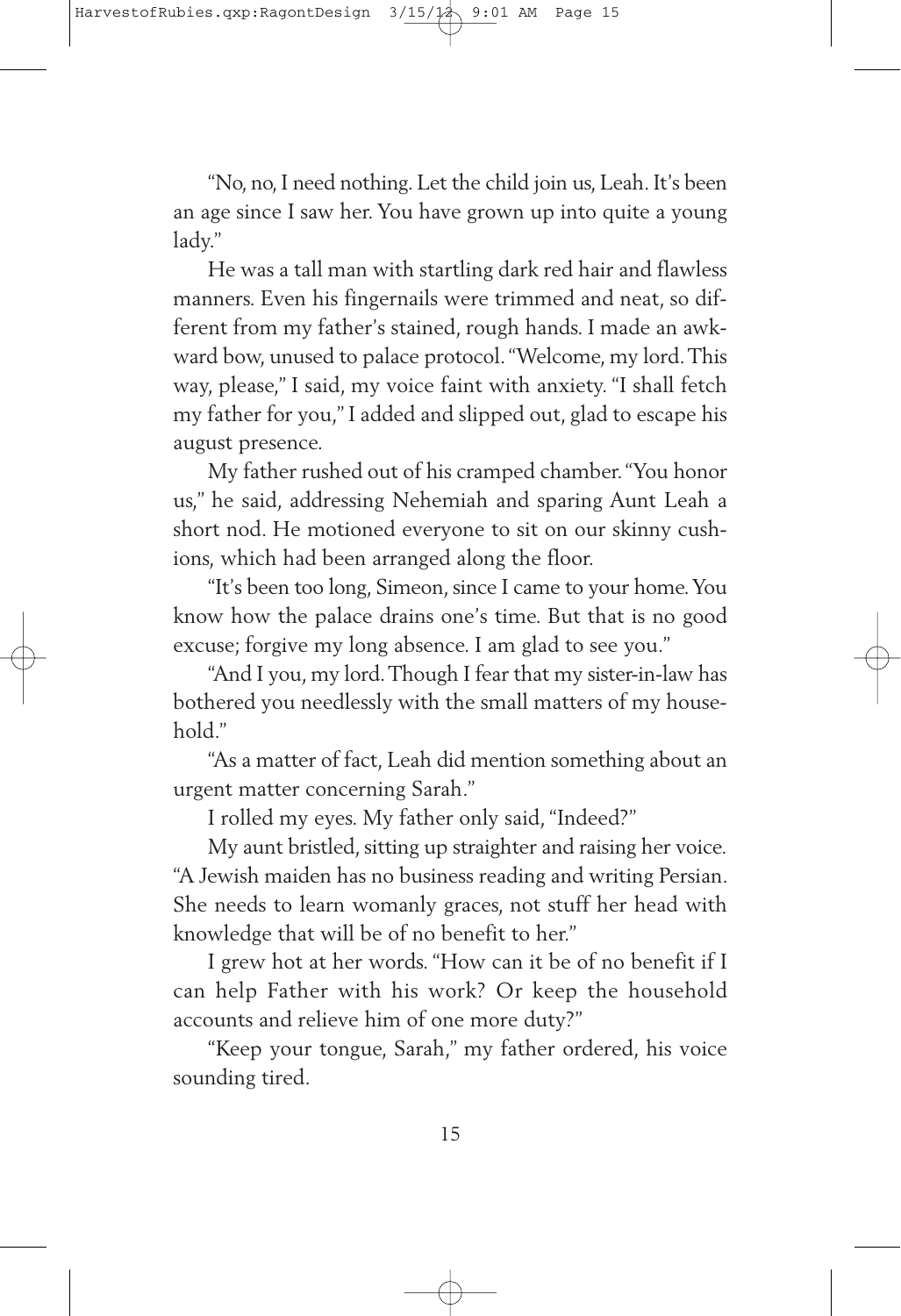"No, no, I need nothing. Let the child join us, Leah. It's been an age since I saw her. You have grown up into quite a young lady."

He was a tall man with startling dark red hair and flawless manners. Even his fingernails were trimmed and neat, so different from my father's stained, rough hands. I made an awkward bow, unused to palace protocol. "Welcome, my lord. This way, please," I said, my voice faint with anxiety. "I shall fetch my father for you," I added and slipped out, glad to escape his august presence.

My father rushed out of his cramped chamber. "You honor us," he said, addressing Nehemiah and sparing Aunt Leah a short nod. He motioned everyone to sit on our skinny cushions, which had been arranged along the floor.

"It's been too long, Simeon, since I came to your home. You know how the palace drains one's time. But that is no good excuse; forgive my long absence. I am glad to see you."

"And I you, my lord. Though I fear that my sister-in-law has bothered you needlessly with the small matters of my household."

"As a matter of fact, Leah did mention something about an urgent matter concerning Sarah."

I rolled my eyes. My father only said, "Indeed?"

My aunt bristled, sitting up straighter and raising her voice. "A Jewish maiden has no business reading and writing Persian. She needs to learn womanly graces, not stuff her head with knowledge that will be of no benefit to her."

I grew hot at her words. "How can it be of no benefit if I can help Father with his work? Or keep the household accounts and relieve him of one more duty?"

"Keep your tongue, Sarah," my father ordered, his voice sounding tired.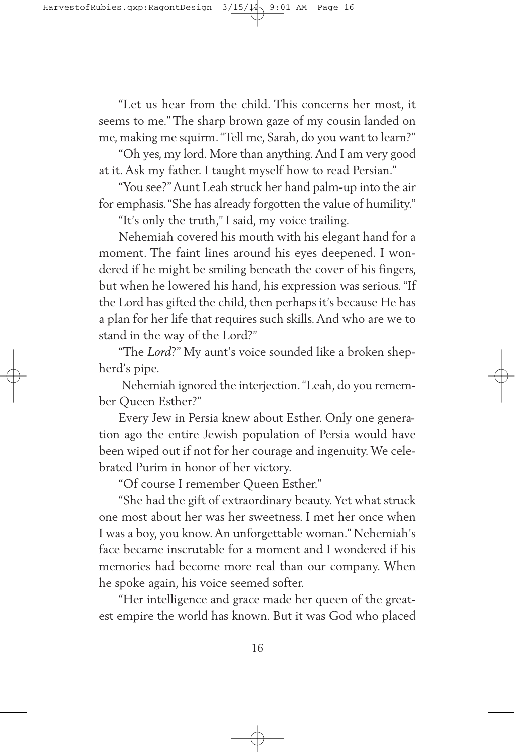"Let us hear from the child. This concerns her most, it seems to me." The sharp brown gaze of my cousin landed on me, making me squirm. "Tell me, Sarah, do you want to learn?"

"Oh yes, my lord. More than anything. And I am very good at it. Ask my father. I taught myself how to read Persian."

"You see?" Aunt Leah struck her hand palm-up into the air for emphasis. "She has already forgotten the value of humility."

"It's only the truth," I said, my voice trailing.

Nehemiah covered his mouth with his elegant hand for a moment. The faint lines around his eyes deepened. I wondered if he might be smiling beneath the cover of his fingers, but when he lowered his hand, his expression was serious. "If the Lord has gifted the child, then perhaps it's because He has a plan for her life that requires such skills. And who are we to stand in the way of the Lord?"

"The *Lord*?" My aunt's voice sounded like a broken shepherd's pipe.

Nehemiah ignored the interjection. "Leah, do you remember Queen Esther?"

Every Jew in Persia knew about Esther. Only one generation ago the entire Jewish population of Persia would have been wiped out if not for her courage and ingenuity. We celebrated Purim in honor of her victory.

"Of course I remember Queen Esther."

"She had the gift of extraordinary beauty. Yet what struck one most about her was her sweetness. I met her once when I was a boy, you know. An unforgettable woman." Nehemiah's face became inscrutable for a moment and I wondered if his memories had become more real than our company. When he spoke again, his voice seemed softer.

"Her intelligence and grace made her queen of the greatest empire the world has known. But it was God who placed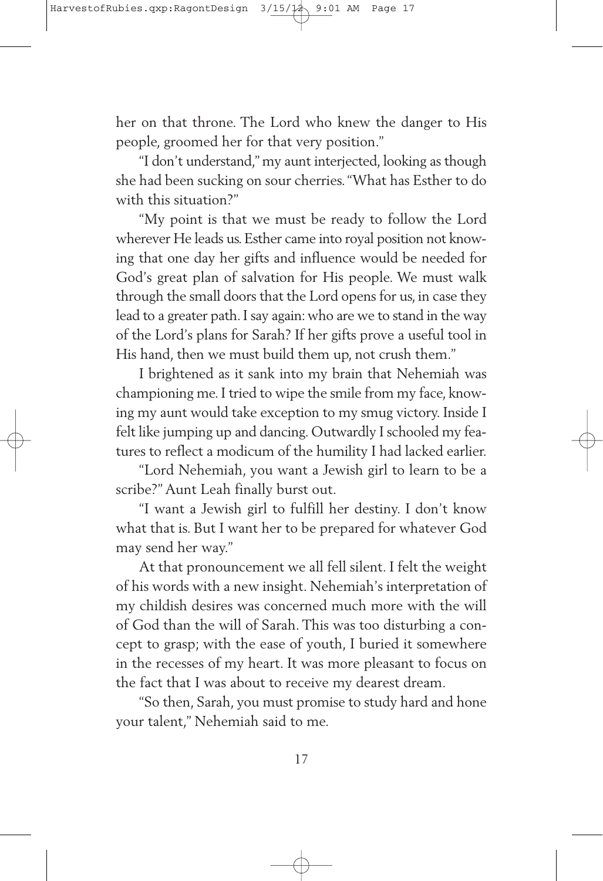her on that throne. The Lord who knew the danger to His people, groomed her for that very position."

"I don't understand," my aunt interjected, looking as though she had been sucking on sour cherries. "What has Esther to do with this situation?"

"My point is that we must be ready to follow the Lord wherever He leads us. Esther came into royal position not knowing that one day her gifts and influence would be needed for God's great plan of salvation for His people. We must walk through the small doors that the Lord opens for us, in case they lead to a greater path. I say again: who are we to stand in the way of the Lord's plans for Sarah? If her gifts prove a useful tool in His hand, then we must build them up, not crush them."

I brightened as it sank into my brain that Nehemiah was championing me. I tried to wipe the smile from my face, knowing my aunt would take exception to my smug victory. Inside I felt like jumping up and dancing. Outwardly I schooled my features to reflect a modicum of the humility I had lacked earlier.

"Lord Nehemiah, you want a Jewish girl to learn to be a scribe?" Aunt Leah finally burst out.

"I want a Jewish girl to fulfill her destiny. I don't know what that is. But I want her to be prepared for whatever God may send her way."

At that pronouncement we all fell silent. I felt the weight of his words with a new insight. Nehemiah's interpretation of my childish desires was concerned much more with the will of God than the will of Sarah. This was too disturbing a concept to grasp; with the ease of youth, I buried it somewhere in the recesses of my heart. It was more pleasant to focus on the fact that I was about to receive my dearest dream.

"So then, Sarah, you must promise to study hard and hone your talent," Nehemiah said to me.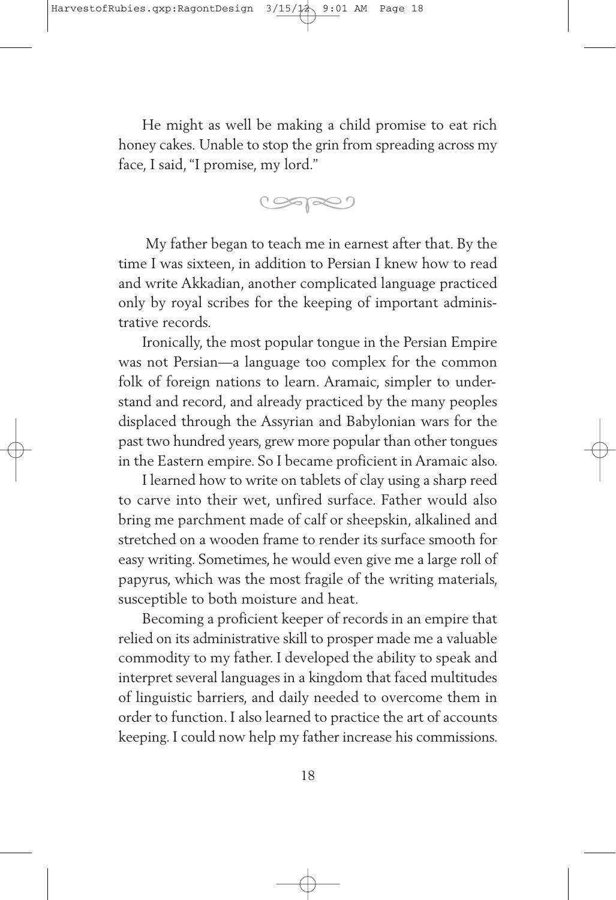He might as well be making a child promise to eat rich honey cakes. Unable to stop the grin from spreading across my face, I said, "I promise, my lord."

My father began to teach me in earnest after that. By the time I was sixteen, in addition to Persian I knew how to read and write Akkadian, another complicated language practiced only by royal scribes for the keeping of important administrative records.

Ironically, the most popular tongue in the Persian Empire was not Persian—a language too complex for the common folk of foreign nations to learn. Aramaic, simpler to understand and record, and already practiced by the many peoples displaced through the Assyrian and Babylonian wars for the past two hundred years, grew more popular than other tongues in the Eastern empire. So I became proficient in Aramaic also.

I learned how to write on tablets of clay using a sharp reed to carve into their wet, unfired surface. Father would also bring me parchment made of calf or sheepskin, alkalined and stretched on a wooden frame to render its surface smooth for easy writing. Sometimes, he would even give me a large roll of papyrus, which was the most fragile of the writing materials, susceptible to both moisture and heat.

Becoming a proficient keeper of records in an empire that relied on its administrative skill to prosper made me a valuable commodity to my father. I developed the ability to speak and interpret several languages in a kingdom that faced multitudes of linguistic barriers, and daily needed to overcome them in order to function. I also learned to practice the art of accounts keeping. I could now help my father increase his commissions.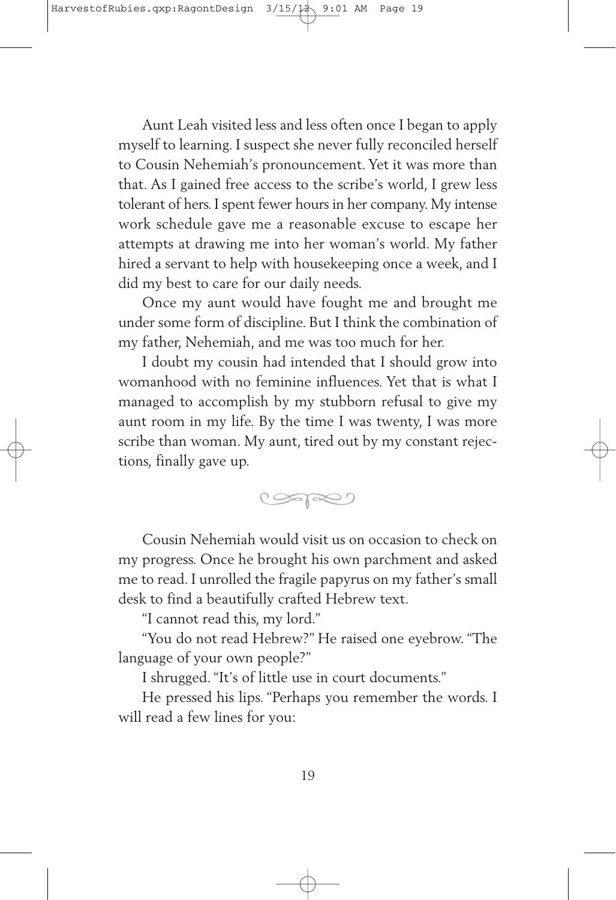Aunt Leah visited less and less often once I began to apply myself to learning. I suspect she never fully reconciled herself to Cousin Nehemiah's pronouncement. Yet it was more than that. As I gained free access to the scribe's world, I grew less tolerant of hers. I spent fewer hours in her company. My intense work schedule gave me a reasonable excuse to escape her attempts at drawing me into her woman's world. My father hired a servant to help with housekeeping once a week, and I did my best to care for our daily needs.

Once my aunt would have fought me and brought me under some form of discipline. But I think the combination of my father, Nehemiah, and me was too much for her.

I doubt my cousin had intended that I should grow into womanhood with no feminine influences. Yet that is what I managed to accomplish by my stubborn refusal to give my aunt room in my life. By the time I was twenty, I was more scribe than woman. My aunt, tired out by my constant rejections, finally gave up.

---

Cousin Nehemiah would visit us on occasion to check on my progress. Once he brought his own parchment and asked me to read. I unrolled the fragile papyrus on my father's small desk to find a beautifully crafted Hebrew text.

"I cannot read this, my lord."

"You do not read Hebrew?" He raised one eyebrow. "The language of your own people?"

I shrugged. "It's of little use in court documents."

He pressed his lips. "Perhaps you remember the words. I will read a few lines for you: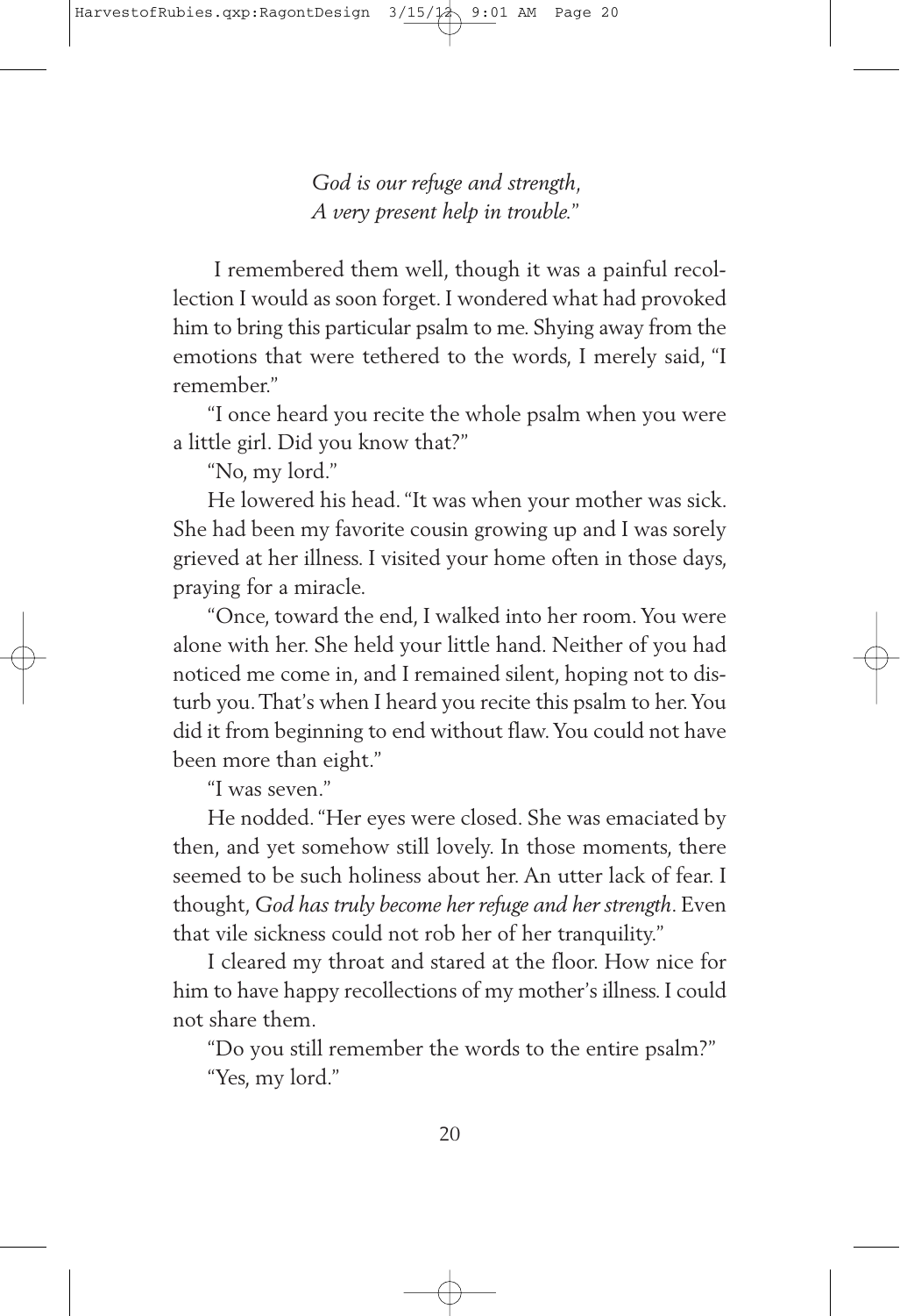*God is our refuge and strength,*
*A very present help in trouble."*

I remembered them well, though it was a painful recollection I would as soon forget. I wondered what had provoked him to bring this particular psalm to me. Shying away from the emotions that were tethered to the words, I merely said, "I remember."

"I once heard you recite the whole psalm when you were a little girl. Did you know that?"

"No, my lord."

He lowered his head. "It was when your mother was sick. She had been my favorite cousin growing up and I was sorely grieved at her illness. I visited your home often in those days, praying for a miracle.

"Once, toward the end, I walked into her room. You were alone with her. She held your little hand. Neither of you had noticed me come in, and I remained silent, hoping not to disturb you. That's when I heard you recite this psalm to her. You did it from beginning to end without flaw. You could not have been more than eight."

"I was seven."

He nodded. "Her eyes were closed. She was emaciated by then, and yet somehow still lovely. In those moments, there seemed to be such holiness about her. An utter lack of fear. I thought, *God has truly become her refuge and her strength*. Even that vile sickness could not rob her of her tranquility."

I cleared my throat and stared at the floor. How nice for him to have happy recollections of my mother's illness. I could not share them.

"Do you still remember the words to the entire psalm?"

"Yes, my lord."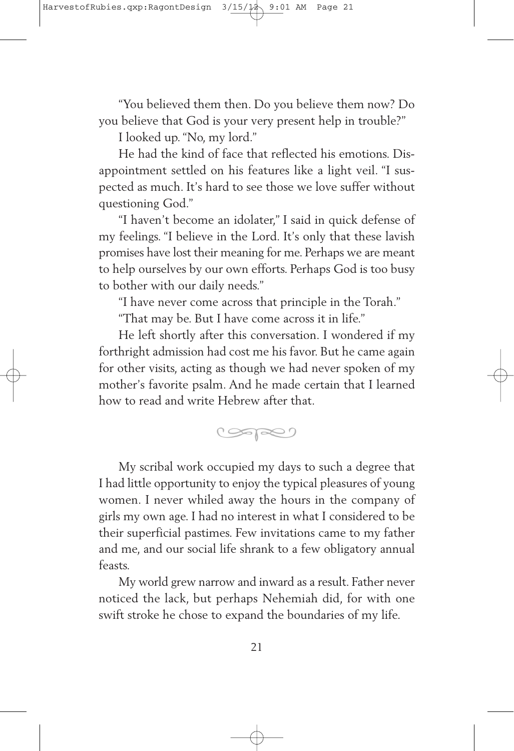"You believed them then. Do you believe them now? Do you believe that God is your very present help in trouble?"

I looked up. "No, my lord."

He had the kind of face that reflected his emotions. Disappointment settled on his features like a light veil. "I suspected as much. It's hard to see those we love suffer without questioning God."

"I haven't become an idolater," I said in quick defense of my feelings. "I believe in the Lord. It's only that these lavish promises have lost their meaning for me. Perhaps we are meant to help ourselves by our own efforts. Perhaps God is too busy to bother with our daily needs."

"I have never come across that principle in the Torah."

"That may be. But I have come across it in life."

He left shortly after this conversation. I wondered if my forthright admission had cost me his favor. But he came again for other visits, acting as though we had never spoken of my mother's favorite psalm. And he made certain that I learned how to read and write Hebrew after that.

---

My scribal work occupied my days to such a degree that I had little opportunity to enjoy the typical pleasures of young women. I never whiled away the hours in the company of girls my own age. I had no interest in what I considered to be their superficial pastimes. Few invitations came to my father and me, and our social life shrank to a few obligatory annual feasts.

My world grew narrow and inward as a result. Father never noticed the lack, but perhaps Nehemiah did, for with one swift stroke he chose to expand the boundaries of my life.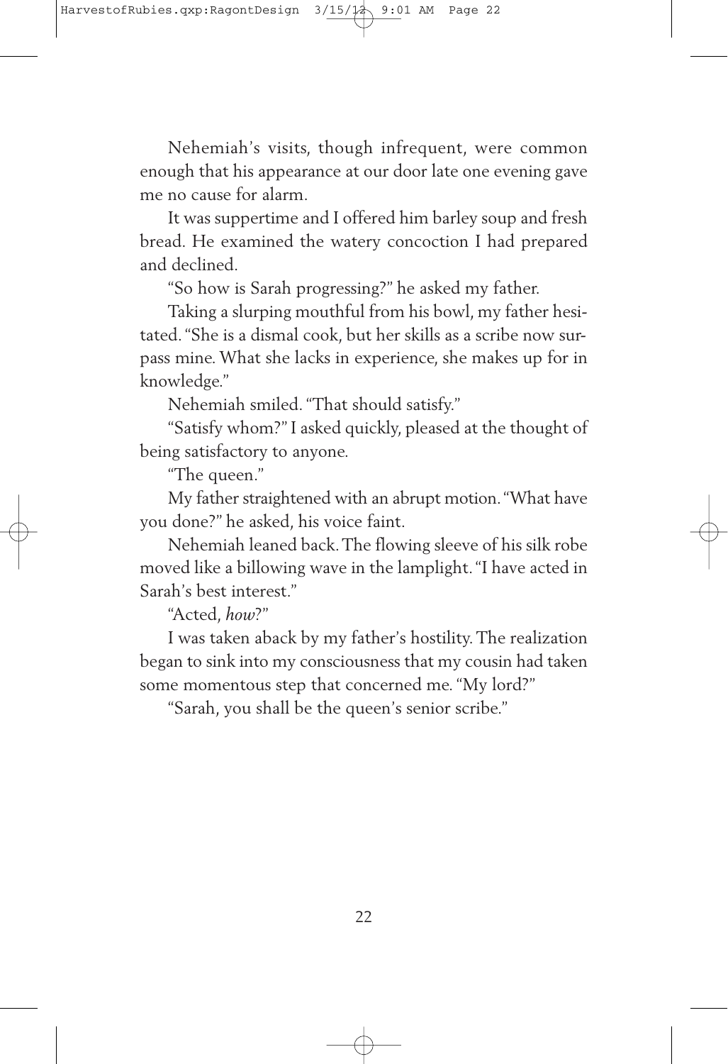Nehemiah's visits, though infrequent, were common enough that his appearance at our door late one evening gave me no cause for alarm.

It was suppertime and I offered him barley soup and fresh bread. He examined the watery concoction I had prepared and declined.

"So how is Sarah progressing?" he asked my father.

Taking a slurping mouthful from his bowl, my father hesitated. "She is a dismal cook, but her skills as a scribe now surpass mine. What she lacks in experience, she makes up for in knowledge."

Nehemiah smiled. "That should satisfy."

"Satisfy whom?" I asked quickly, pleased at the thought of being satisfactory to anyone.

"The queen."

My father straightened with an abrupt motion. "What have you done?" he asked, his voice faint.

Nehemiah leaned back. The flowing sleeve of his silk robe moved like a billowing wave in the lamplight. "I have acted in Sarah's best interest."

"Acted, *how*?"

I was taken aback by my father's hostility. The realization began to sink into my consciousness that my cousin had taken some momentous step that concerned me. "My lord?"

"Sarah, you shall be the queen's senior scribe."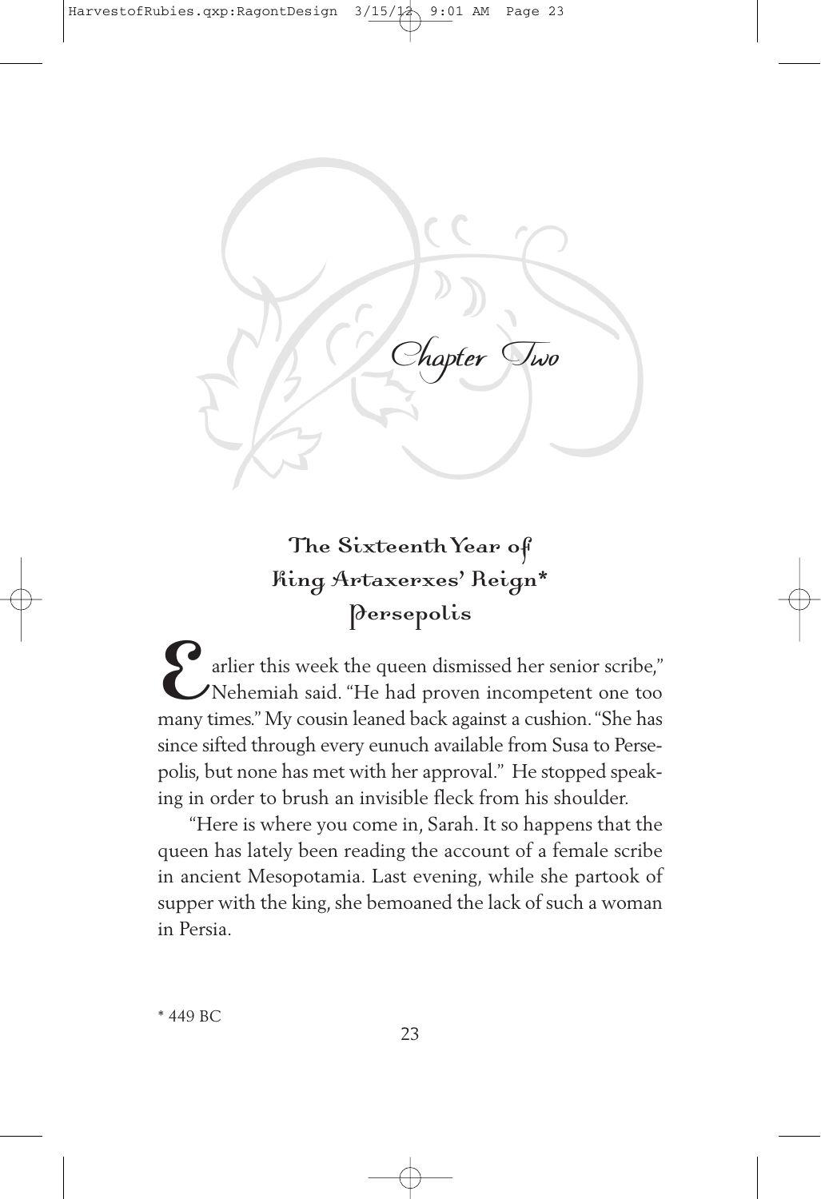## Chapter Two

### The Sixteenth Year of King Artaxerxes' Reign*
### Persepolis

"Earlier this week the queen dismissed her senior scribe," Nehemiah said. "He had proven incompetent one too many times." My cousin leaned back against a cushion. "She has since sifted through every eunuch available from Susa to Persepolis, but none has met with her approval." He stopped speaking in order to brush an invisible fleck from his shoulder.

"Here is where you come in, Sarah. It so happens that the queen has lately been reading the account of a female scribe in ancient Mesopotamia. Last evening, while she partook of supper with the king, she bemoaned the lack of such a woman in Persia.

\* 449 BC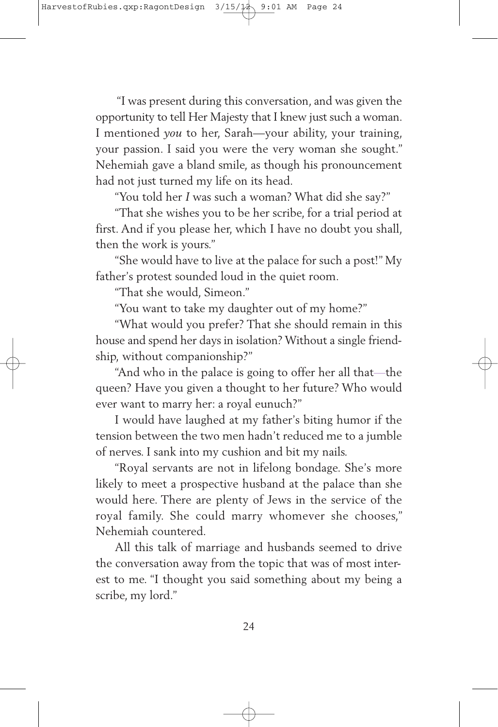"I was present during this conversation, and was given the opportunity to tell Her Majesty that I knew just such a woman. I mentioned *you* to her, Sarah—your ability, your training, your passion. I said you were the very woman she sought." Nehemiah gave a bland smile, as though his pronouncement had not just turned my life on its head.

"You told her *I* was such a woman? What did she say?"

"That she wishes you to be her scribe, for a trial period at first. And if you please her, which I have no doubt you shall, then the work is yours."

"She would have to live at the palace for such a post!" My father's protest sounded loud in the quiet room.

"That she would, Simeon."

"You want to take my daughter out of my home?"

"What would you prefer? That she should remain in this house and spend her days in isolation? Without a single friendship, without companionship?"

"And who in the palace is going to offer her all that—the queen? Have you given a thought to her future? Who would ever want to marry her: a royal eunuch?"

I would have laughed at my father's biting humor if the tension between the two men hadn't reduced me to a jumble of nerves. I sank into my cushion and bit my nails.

"Royal servants are not in lifelong bondage. She's more likely to meet a prospective husband at the palace than she would here. There are plenty of Jews in the service of the royal family. She could marry whomever she chooses," Nehemiah countered.

All this talk of marriage and husbands seemed to drive the conversation away from the topic that was of most interest to me. "I thought you said something about my being a scribe, my lord."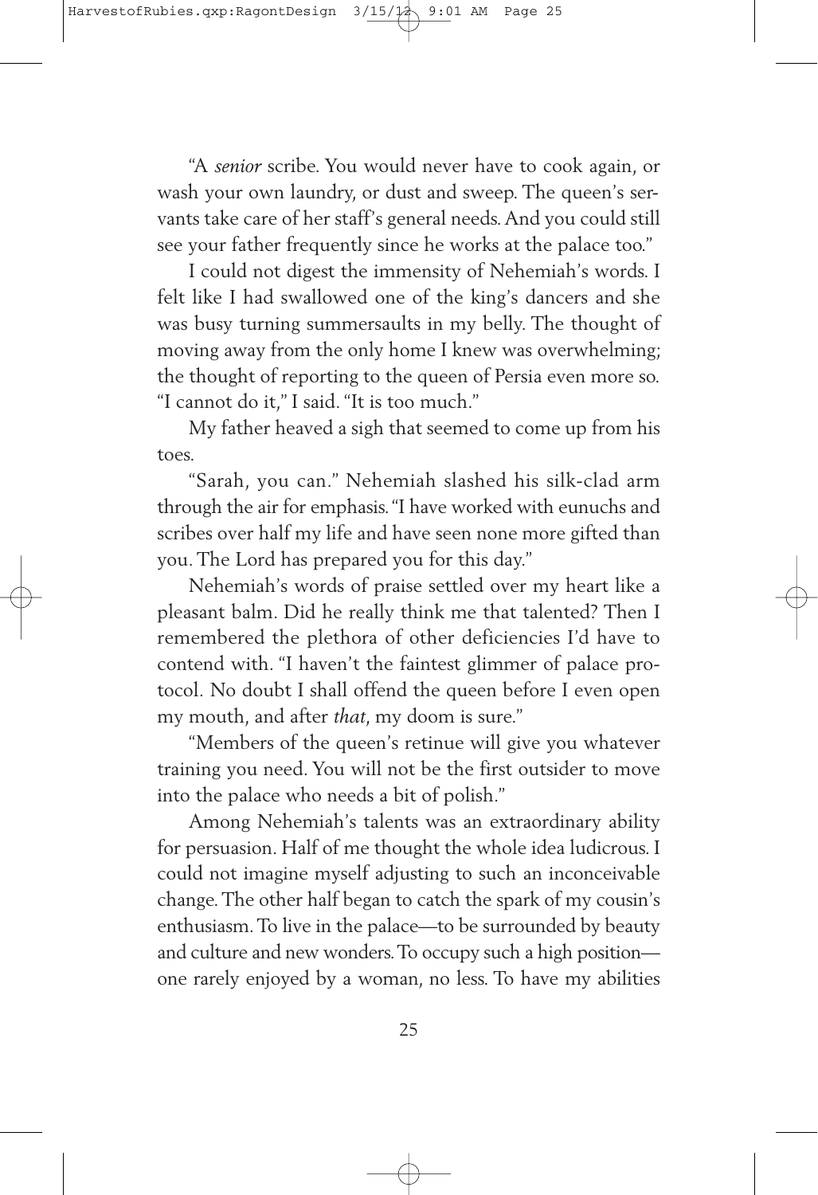"A *senior* scribe. You would never have to cook again, or wash your own laundry, or dust and sweep. The queen's servants take care of her staff's general needs. And you could still see your father frequently since he works at the palace too."

I could not digest the immensity of Nehemiah's words. I felt like I had swallowed one of the king's dancers and she was busy turning summersaults in my belly. The thought of moving away from the only home I knew was overwhelming; the thought of reporting to the queen of Persia even more so. "I cannot do it," I said. "It is too much."

My father heaved a sigh that seemed to come up from his toes.

"Sarah, you can." Nehemiah slashed his silk-clad arm through the air for emphasis. "I have worked with eunuchs and scribes over half my life and have seen none more gifted than you. The Lord has prepared you for this day."

Nehemiah's words of praise settled over my heart like a pleasant balm. Did he really think me that talented? Then I remembered the plethora of other deficiencies I'd have to contend with. "I haven't the faintest glimmer of palace protocol. No doubt I shall offend the queen before I even open my mouth, and after *that*, my doom is sure."

"Members of the queen's retinue will give you whatever training you need. You will not be the first outsider to move into the palace who needs a bit of polish."

Among Nehemiah's talents was an extraordinary ability for persuasion. Half of me thought the whole idea ludicrous. I could not imagine myself adjusting to such an inconceivable change. The other half began to catch the spark of my cousin's enthusiasm. To live in the palace—to be surrounded by beauty and culture and new wonders. To occupy such a high position—one rarely enjoyed by a woman, no less. To have my abilities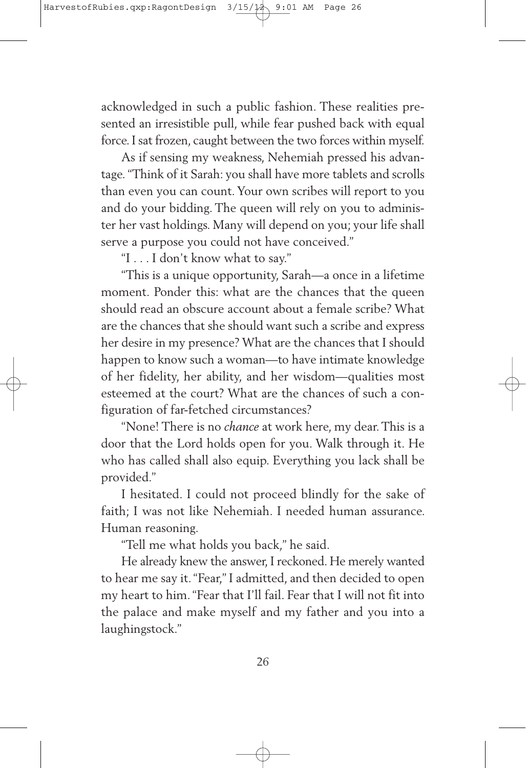acknowledged in such a public fashion. These realities presented an irresistible pull, while fear pushed back with equal force. I sat frozen, caught between the two forces within myself.

As if sensing my weakness, Nehemiah pressed his advantage. "Think of it Sarah: you shall have more tablets and scrolls than even you can count. Your own scribes will report to you and do your bidding. The queen will rely on you to administer her vast holdings. Many will depend on you; your life shall serve a purpose you could not have conceived."

"I . . . I don't know what to say."

"This is a unique opportunity, Sarah—a once in a lifetime moment. Ponder this: what are the chances that the queen should read an obscure account about a female scribe? What are the chances that she should want such a scribe and express her desire in my presence? What are the chances that I should happen to know such a woman—to have intimate knowledge of her fidelity, her ability, and her wisdom—qualities most esteemed at the court? What are the chances of such a configuration of far-fetched circumstances?

"None! There is no *chance* at work here, my dear. This is a door that the Lord holds open for you. Walk through it. He who has called shall also equip. Everything you lack shall be provided."

I hesitated. I could not proceed blindly for the sake of faith; I was not like Nehemiah. I needed human assurance. Human reasoning.

"Tell me what holds you back," he said.

He already knew the answer, I reckoned. He merely wanted to hear me say it. "Fear," I admitted, and then decided to open my heart to him. "Fear that I'll fail. Fear that I will not fit into the palace and make myself and my father and you into a laughingstock."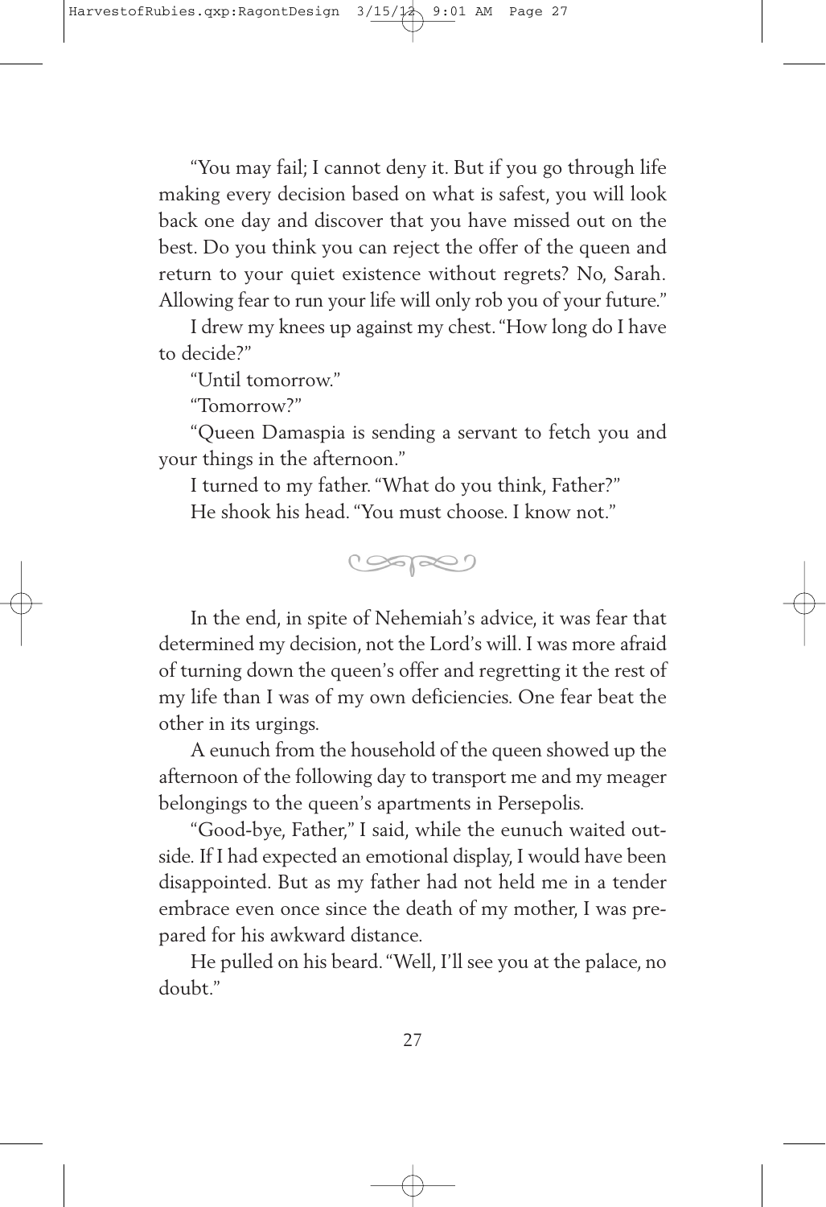"You may fail; I cannot deny it. But if you go through life making every decision based on what is safest, you will look back one day and discover that you have missed out on the best. Do you think you can reject the offer of the queen and return to your quiet existence without regrets? No, Sarah. Allowing fear to run your life will only rob you of your future."

I drew my knees up against my chest. "How long do I have to decide?"

"Until tomorrow."

"Tomorrow?"

"Queen Damaspia is sending a servant to fetch you and your things in the afternoon."

I turned to my father. "What do you think, Father?"

He shook his head. "You must choose. I know not."

In the end, in spite of Nehemiah's advice, it was fear that determined my decision, not the Lord's will. I was more afraid of turning down the queen's offer and regretting it the rest of my life than I was of my own deficiencies. One fear beat the other in its urgings.

A eunuch from the household of the queen showed up the afternoon of the following day to transport me and my meager belongings to the queen's apartments in Persepolis.

"Good-bye, Father," I said, while the eunuch waited outside. If I had expected an emotional display, I would have been disappointed. But as my father had not held me in a tender embrace even once since the death of my mother, I was prepared for his awkward distance.

He pulled on his beard. "Well, I'll see you at the palace, no doubt."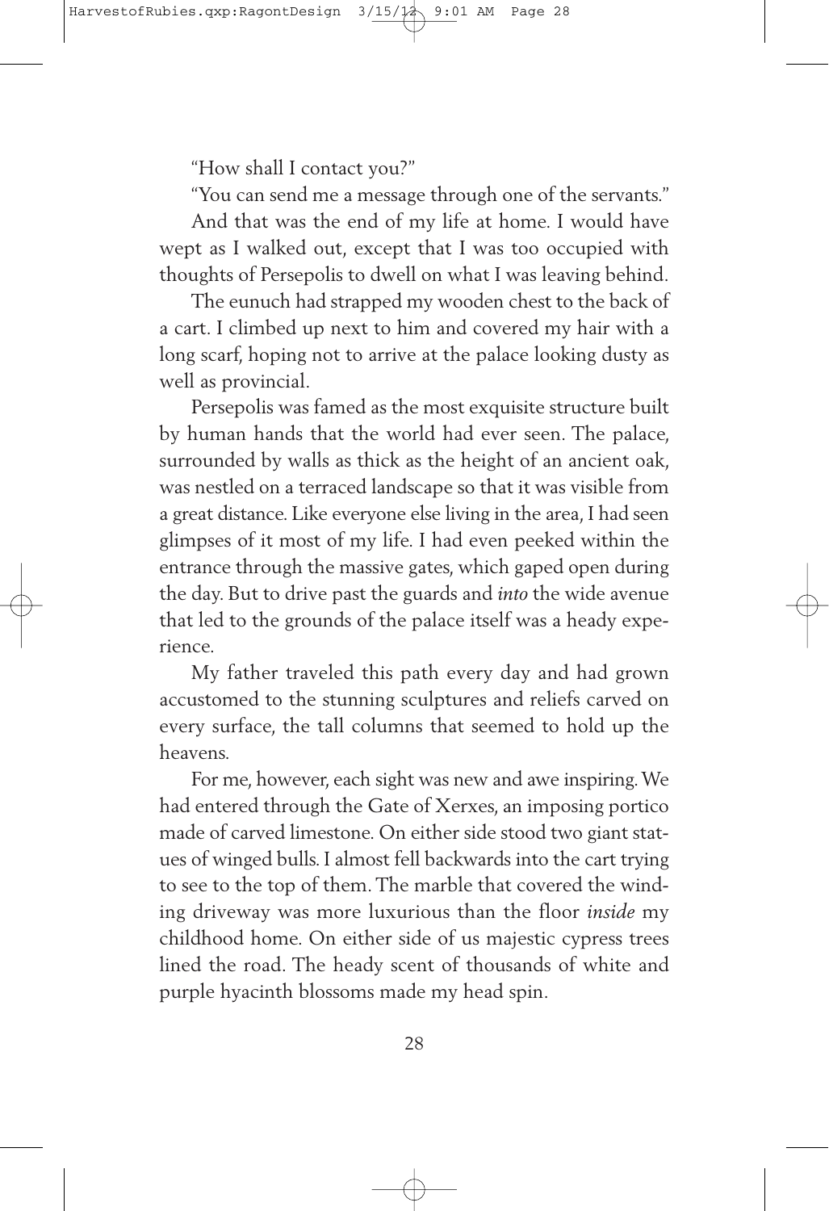"How shall I contact you?"

"You can send me a message through one of the servants."

And that was the end of my life at home. I would have wept as I walked out, except that I was too occupied with thoughts of Persepolis to dwell on what I was leaving behind.

The eunuch had strapped my wooden chest to the back of a cart. I climbed up next to him and covered my hair with a long scarf, hoping not to arrive at the palace looking dusty as well as provincial.

Persepolis was famed as the most exquisite structure built by human hands that the world had ever seen. The palace, surrounded by walls as thick as the height of an ancient oak, was nestled on a terraced landscape so that it was visible from a great distance. Like everyone else living in the area, I had seen glimpses of it most of my life. I had even peeked within the entrance through the massive gates, which gaped open during the day. But to drive past the guards and *into* the wide avenue that led to the grounds of the palace itself was a heady experience.

My father traveled this path every day and had grown accustomed to the stunning sculptures and reliefs carved on every surface, the tall columns that seemed to hold up the heavens.

For me, however, each sight was new and awe inspiring. We had entered through the Gate of Xerxes, an imposing portico made of carved limestone. On either side stood two giant statues of winged bulls. I almost fell backwards into the cart trying to see to the top of them. The marble that covered the winding driveway was more luxurious than the floor *inside* my childhood home. On either side of us majestic cypress trees lined the road. The heady scent of thousands of white and purple hyacinth blossoms made my head spin.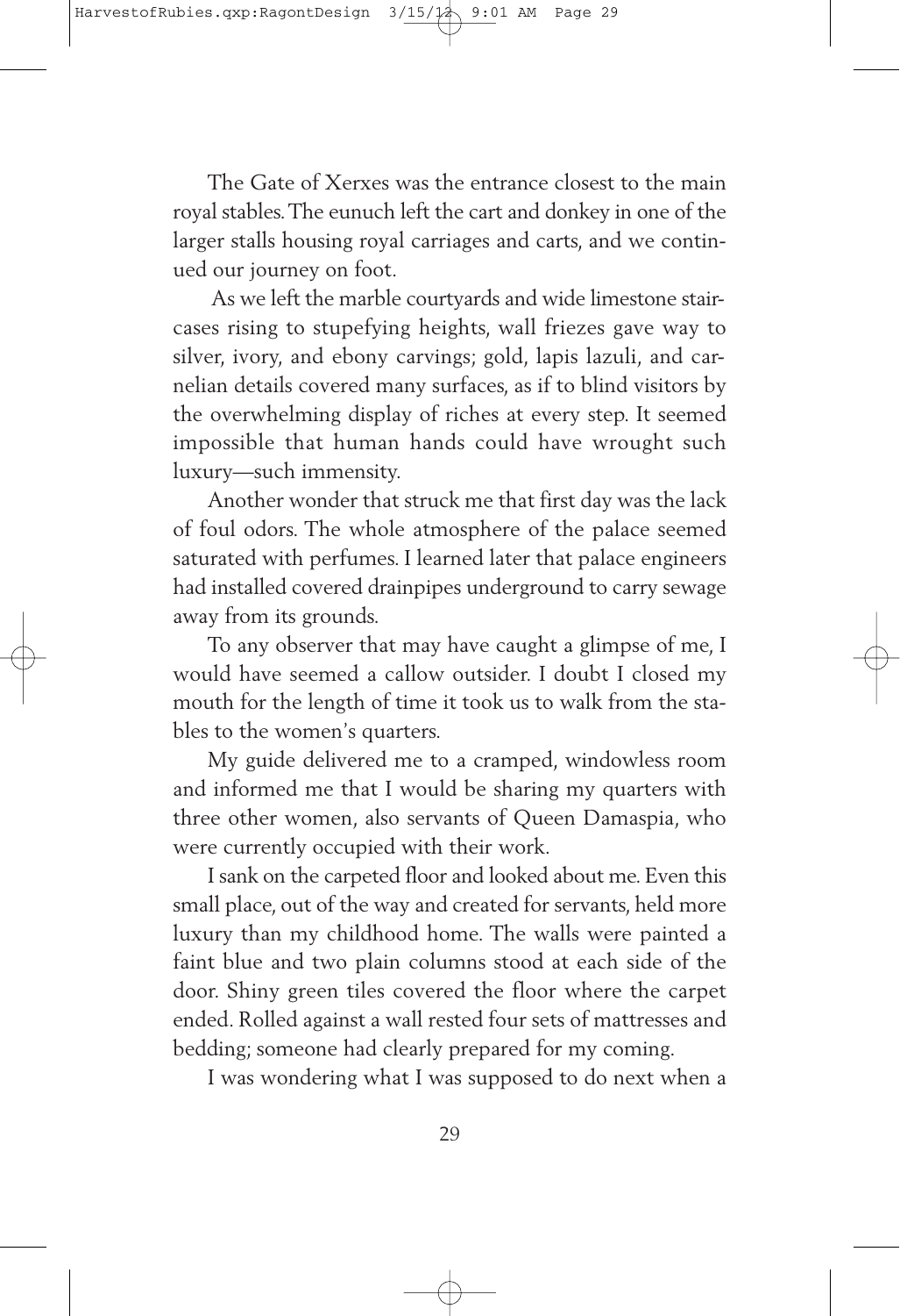The Gate of Xerxes was the entrance closest to the main royal stables. The eunuch left the cart and donkey in one of the larger stalls housing royal carriages and carts, and we continued our journey on foot.

As we left the marble courtyards and wide limestone staircases rising to stupefying heights, wall friezes gave way to silver, ivory, and ebony carvings; gold, lapis lazuli, and carnelian details covered many surfaces, as if to blind visitors by the overwhelming display of riches at every step. It seemed impossible that human hands could have wrought such luxury—such immensity.

Another wonder that struck me that first day was the lack of foul odors. The whole atmosphere of the palace seemed saturated with perfumes. I learned later that palace engineers had installed covered drainpipes underground to carry sewage away from its grounds.

To any observer that may have caught a glimpse of me, I would have seemed a callow outsider. I doubt I closed my mouth for the length of time it took us to walk from the stables to the women's quarters.

My guide delivered me to a cramped, windowless room and informed me that I would be sharing my quarters with three other women, also servants of Queen Damaspia, who were currently occupied with their work.

I sank on the carpeted floor and looked about me. Even this small place, out of the way and created for servants, held more luxury than my childhood home. The walls were painted a faint blue and two plain columns stood at each side of the door. Shiny green tiles covered the floor where the carpet ended. Rolled against a wall rested four sets of mattresses and bedding; someone had clearly prepared for my coming.

I was wondering what I was supposed to do next when a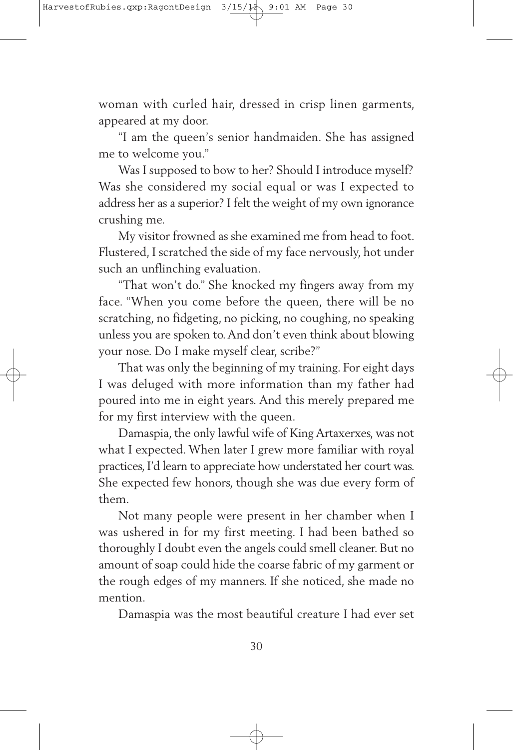woman with curled hair, dressed in crisp linen garments, appeared at my door.

"I am the queen's senior handmaiden. She has assigned me to welcome you."

Was I supposed to bow to her? Should I introduce myself? Was she considered my social equal or was I expected to address her as a superior? I felt the weight of my own ignorance crushing me.

My visitor frowned as she examined me from head to foot. Flustered, I scratched the side of my face nervously, hot under such an unflinching evaluation.

"That won't do." She knocked my fingers away from my face. "When you come before the queen, there will be no scratching, no fidgeting, no picking, no coughing, no speaking unless you are spoken to. And don't even think about blowing your nose. Do I make myself clear, scribe?"

That was only the beginning of my training. For eight days I was deluged with more information than my father had poured into me in eight years. And this merely prepared me for my first interview with the queen.

Damaspia, the only lawful wife of King Artaxerxes, was not what I expected. When later I grew more familiar with royal practices, I'd learn to appreciate how understated her court was. She expected few honors, though she was due every form of them.

Not many people were present in her chamber when I was ushered in for my first meeting. I had been bathed so thoroughly I doubt even the angels could smell cleaner. But no amount of soap could hide the coarse fabric of my garment or the rough edges of my manners. If she noticed, she made no mention.

Damaspia was the most beautiful creature I had ever set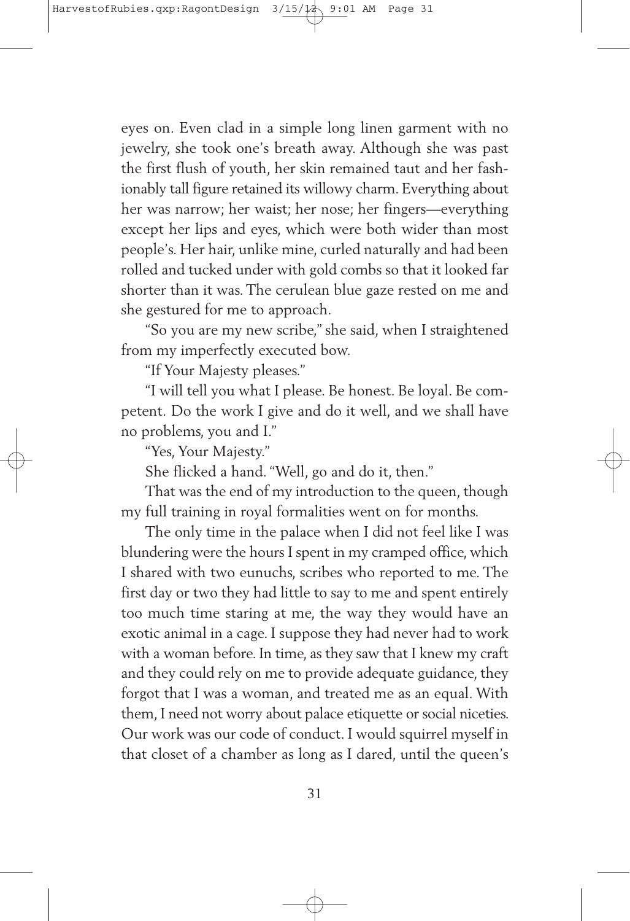eyes on. Even clad in a simple long linen garment with no jewelry, she took one's breath away. Although she was past the first flush of youth, her skin remained taut and her fashionably tall figure retained its willowy charm. Everything about her was narrow; her waist; her nose; her fingers—everything except her lips and eyes, which were both wider than most people's. Her hair, unlike mine, curled naturally and had been rolled and tucked under with gold combs so that it looked far shorter than it was. The cerulean blue gaze rested on me and she gestured for me to approach.

"So you are my new scribe," she said, when I straightened from my imperfectly executed bow.

"If Your Majesty pleases."

"I will tell you what I please. Be honest. Be loyal. Be competent. Do the work I give and do it well, and we shall have no problems, you and I."

"Yes, Your Majesty."

She flicked a hand. "Well, go and do it, then."

That was the end of my introduction to the queen, though my full training in royal formalities went on for months.

The only time in the palace when I did not feel like I was blundering were the hours I spent in my cramped office, which I shared with two eunuchs, scribes who reported to me. The first day or two they had little to say to me and spent entirely too much time staring at me, the way they would have an exotic animal in a cage. I suppose they had never had to work with a woman before. In time, as they saw that I knew my craft and they could rely on me to provide adequate guidance, they forgot that I was a woman, and treated me as an equal. With them, I need not worry about palace etiquette or social niceties. Our work was our code of conduct. I would squirrel myself in that closet of a chamber as long as I dared, until the queen's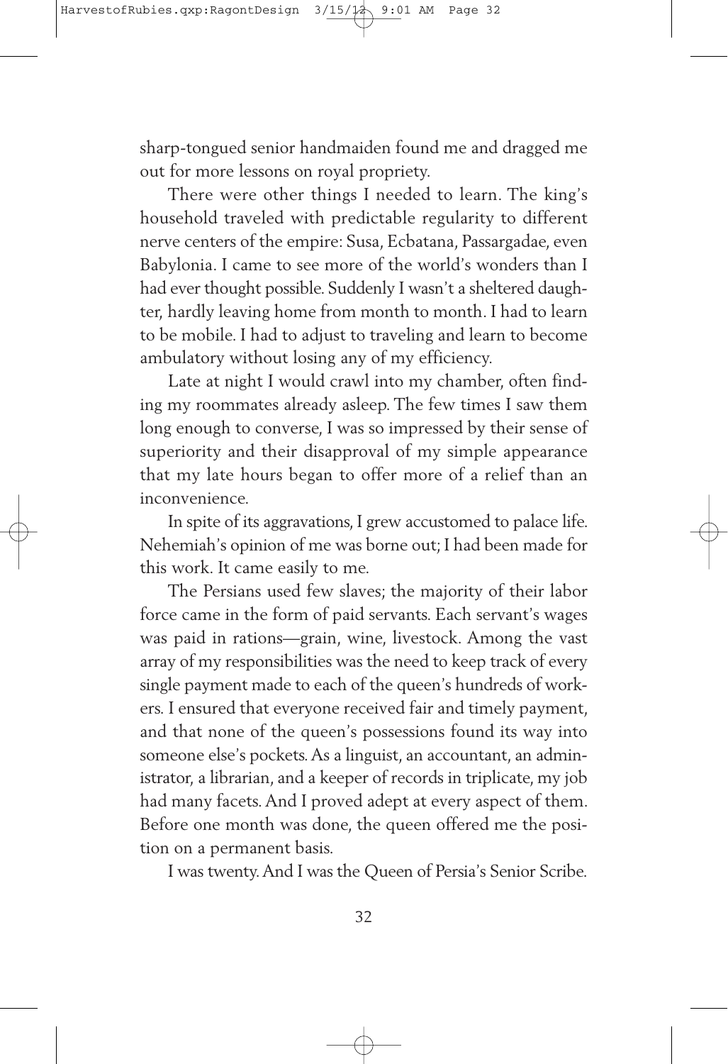sharp-tongued senior handmaiden found me and dragged me out for more lessons on royal propriety.

There were other things I needed to learn. The king's household traveled with predictable regularity to different nerve centers of the empire: Susa, Ecbatana, Passargadae, even Babylonia. I came to see more of the world's wonders than I had ever thought possible. Suddenly I wasn't a sheltered daughter, hardly leaving home from month to month. I had to learn to be mobile. I had to adjust to traveling and learn to become ambulatory without losing any of my efficiency.

Late at night I would crawl into my chamber, often finding my roommates already asleep. The few times I saw them long enough to converse, I was so impressed by their sense of superiority and their disapproval of my simple appearance that my late hours began to offer more of a relief than an inconvenience.

In spite of its aggravations, I grew accustomed to palace life. Nehemiah's opinion of me was borne out; I had been made for this work. It came easily to me.

The Persians used few slaves; the majority of their labor force came in the form of paid servants. Each servant's wages was paid in rations—grain, wine, livestock. Among the vast array of my responsibilities was the need to keep track of every single payment made to each of the queen's hundreds of workers. I ensured that everyone received fair and timely payment, and that none of the queen's possessions found its way into someone else's pockets. As a linguist, an accountant, an administrator, a librarian, and a keeper of records in triplicate, my job had many facets. And I proved adept at every aspect of them. Before one month was done, the queen offered me the position on a permanent basis.

I was twenty. And I was the Queen of Persia's Senior Scribe.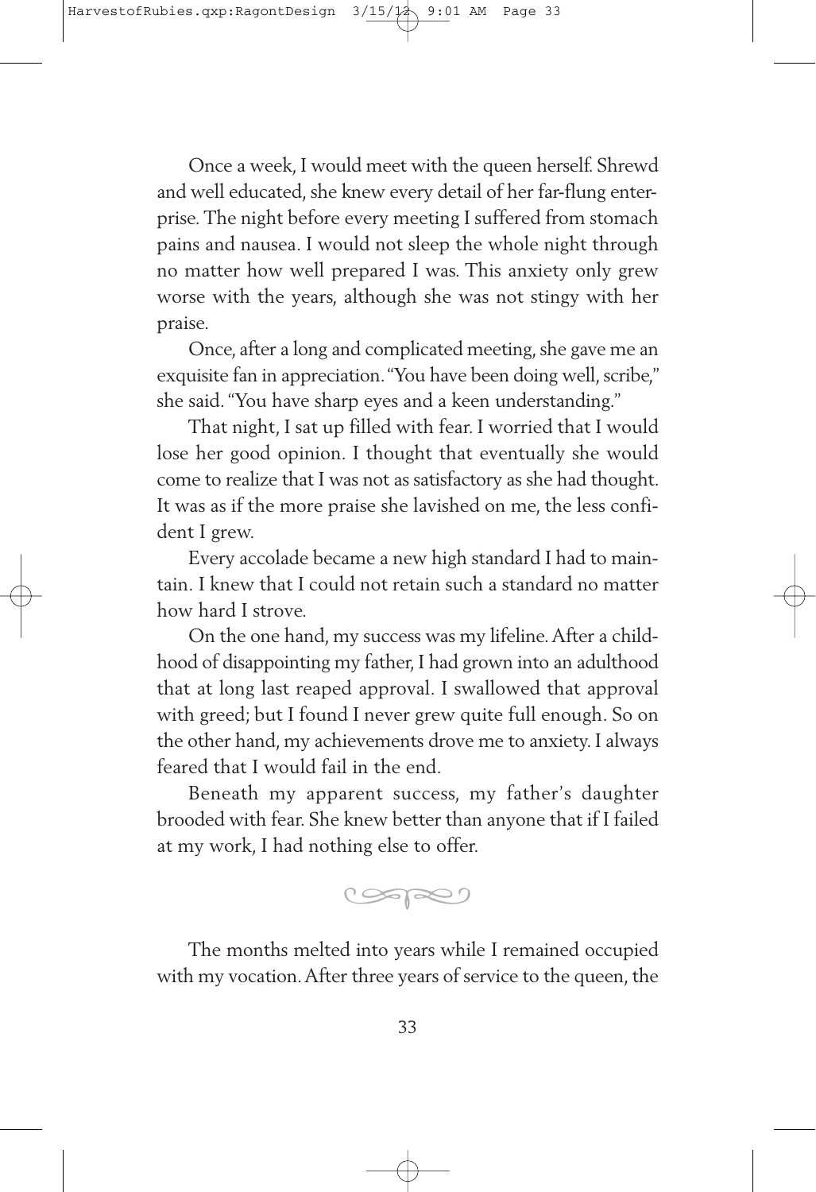Once a week, I would meet with the queen herself. Shrewd and well educated, she knew every detail of her far-flung enterprise. The night before every meeting I suffered from stomach pains and nausea. I would not sleep the whole night through no matter how well prepared I was. This anxiety only grew worse with the years, although she was not stingy with her praise.

Once, after a long and complicated meeting, she gave me an exquisite fan in appreciation. "You have been doing well, scribe," she said. "You have sharp eyes and a keen understanding."

That night, I sat up filled with fear. I worried that I would lose her good opinion. I thought that eventually she would come to realize that I was not as satisfactory as she had thought. It was as if the more praise she lavished on me, the less confident I grew.

Every accolade became a new high standard I had to maintain. I knew that I could not retain such a standard no matter how hard I strove.

On the one hand, my success was my lifeline. After a childhood of disappointing my father, I had grown into an adulthood that at long last reaped approval. I swallowed that approval with greed; but I found I never grew quite full enough. So on the other hand, my achievements drove me to anxiety. I always feared that I would fail in the end.

Beneath my apparent success, my father's daughter brooded with fear. She knew better than anyone that if I failed at my work, I had nothing else to offer.

The months melted into years while I remained occupied with my vocation. After three years of service to the queen, the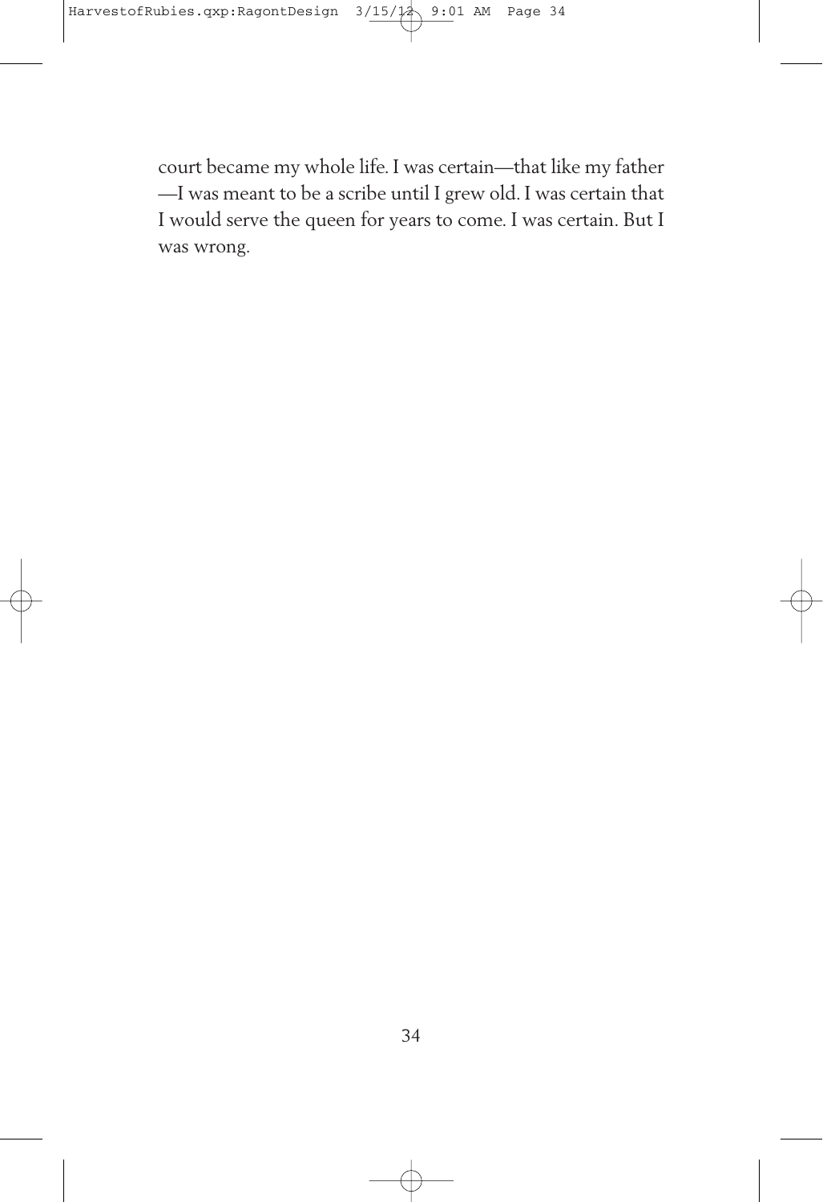court became my whole life. I was certain—that like my father —I was meant to be a scribe until I grew old. I was certain that I would serve the queen for years to come. I was certain. But I was wrong.